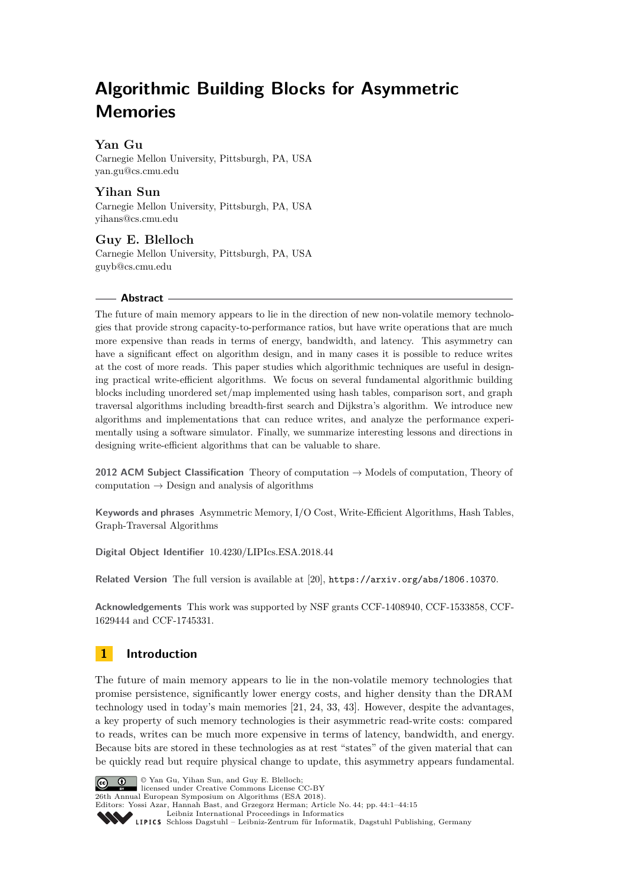# Algorithmic Building Blocks for Asymmetric Memories

**Yan Gu**
Carnegie Mellon University, Pittsburgh, PA, USA
yan.gu@cs.cmu.edu

**Yihan Sun**
Carnegie Mellon University, Pittsburgh, PA, USA
yihans@cs.cmu.edu

**Guy E. Blelloch**
Carnegie Mellon University, Pittsburgh, PA, USA
guyb@cs.cmu.edu

## Abstract

The future of main memory appears to lie in the direction of new non-volatile memory technologies that provide strong capacity-to-performance ratios, but have write operations that are much more expensive than reads in terms of energy, bandwidth, and latency. This asymmetry can have a significant effect on algorithm design, and in many cases it is possible to reduce writes at the cost of more reads. This paper studies which algorithmic techniques are useful in designing practical write-efficient algorithms. We focus on several fundamental algorithmic building blocks including unordered set/map implemented using hash tables, comparison sort, and graph traversal algorithms including breadth-first search and Dijkstra's algorithm. We introduce new algorithms and implementations that can reduce writes, and analyze the performance experimentally using a software simulator. Finally, we summarize interesting lessons and directions in designing write-efficient algorithms that can be valuable to share.

**2012 ACM Subject Classification** Theory of computation → Models of computation, Theory of computation → Design and analysis of algorithms

**Keywords and phrases** Asymmetric Memory, I/O Cost, Write-Efficient Algorithms, Hash Tables, Graph-Traversal Algorithms

**Digital Object Identifier** 10.4230/LIPIcs.ESA.2018.44

**Related Version** The full version is available at [20], `https://arxiv.org/abs/1806.10370`.

**Acknowledgements** This work was supported by NSF grants CCF-1408940, CCF-1533858, CCF-1629444 and CCF-1745331.

## 1 Introduction

The future of main memory appears to lie in the non-volatile memory technologies that promise persistence, significantly lower energy costs, and higher density than the DRAM technology used in today's main memories [21, 24, 33, 43]. However, despite the advantages, a key property of such memory technologies is their asymmetric read-write costs: compared to reads, writes can be much more expensive in terms of latency, bandwidth, and energy. Because bits are stored in these technologies as at rest "states" of the given material that can be quickly read but require physical change to update, this asymmetry appears fundamental.

© Yan Gu, Yihan Sun, and Guy E. Blelloch;
licensed under Creative Commons License CC-BY
26th Annual European Symposium on Algorithms (ESA 2018).
Editors: Yossi Azar, Hannah Bast, and Grzegorz Herman; Article No. 44; pp. 44:1–44:15
Leibniz International Proceedings in Informatics
Schloss Dagstuhl – Leibniz-Zentrum für Informatik, Dagstuhl Publishing, Germany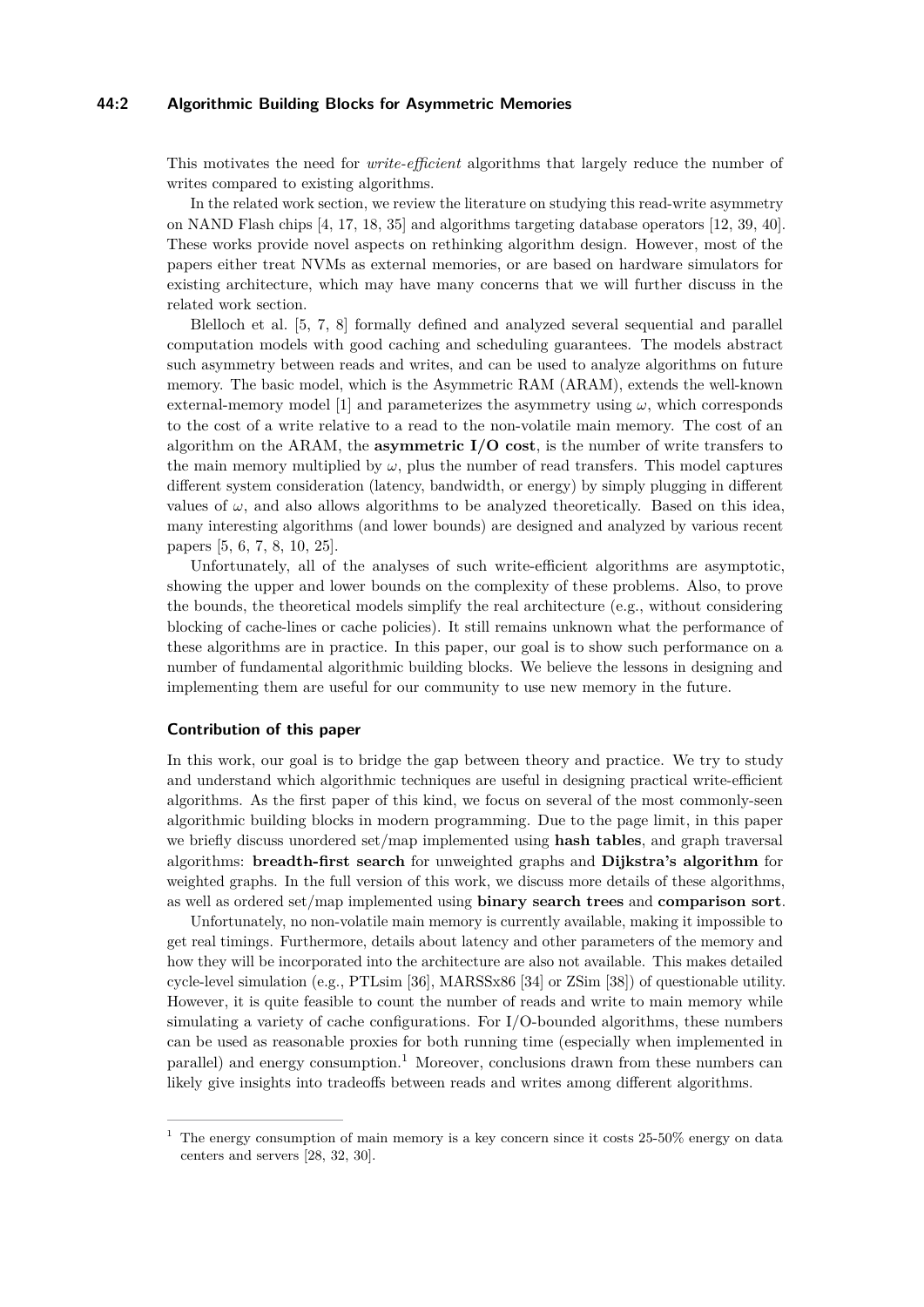This motivates the need for *write-efficient* algorithms that largely reduce the number of writes compared to existing algorithms.

In the related work section, we review the literature on studying this read-write asymmetry on NAND Flash chips [4, 17, 18, 35] and algorithms targeting database operators [12, 39, 40]. These works provide novel aspects on rethinking algorithm design. However, most of the papers either treat NVMs as external memories, or are based on hardware simulators for existing architecture, which may have many concerns that we will further discuss in the related work section.

Blelloch et al. [5, 7, 8] formally defined and analyzed several sequential and parallel computation models with good caching and scheduling guarantees. The models abstract such asymmetry between reads and writes, and can be used to analyze algorithms on future memory. The basic model, which is the Asymmetric RAM (ARAM), extends the well-known external-memory model [1] and parameterizes the asymmetry using $\omega$, which corresponds to the cost of a write relative to a read to the non-volatile main memory. The cost of an algorithm on the ARAM, the **asymmetric I/O cost**, is the number of write transfers to the main memory multiplied by $\omega$, plus the number of read transfers. This model captures different system consideration (latency, bandwidth, or energy) by simply plugging in different values of $\omega$, and also allows algorithms to be analyzed theoretically. Based on this idea, many interesting algorithms (and lower bounds) are designed and analyzed by various recent papers [5, 6, 7, 8, 10, 25].

Unfortunately, all of the analyses of such write-efficient algorithms are asymptotic, showing the upper and lower bounds on the complexity of these problems. Also, to prove the bounds, the theoretical models simplify the real architecture (e.g., without considering blocking of cache-lines or cache policies). It still remains unknown what the performance of these algorithms are in practice. In this paper, our goal is to show such performance on a number of fundamental algorithmic building blocks. We believe the lessons in designing and implementing them are useful for our community to use new memory in the future.

### Contribution of this paper

In this work, our goal is to bridge the gap between theory and practice. We try to study and understand which algorithmic techniques are useful in designing practical write-efficient algorithms. As the first paper of this kind, we focus on several of the most commonly-seen algorithmic building blocks in modern programming. Due to the page limit, in this paper we briefly discuss unordered set/map implemented using **hash tables**, and graph traversal algorithms: **breadth-first search** for unweighted graphs and **Dijkstra's algorithm** for weighted graphs. In the full version of this work, we discuss more details of these algorithms, as well as ordered set/map implemented using **binary search trees** and **comparison sort**.

Unfortunately, no non-volatile main memory is currently available, making it impossible to get real timings. Furthermore, details about latency and other parameters of the memory and how they will be incorporated into the architecture are also not available. This makes detailed cycle-level simulation (e.g., PTLsim [36], MARSSx86 [34] or ZSim [38]) of questionable utility. However, it is quite feasible to count the number of reads and write to main memory while simulating a variety of cache configurations. For I/O-bounded algorithms, these numbers can be used as reasonable proxies for both running time (especially when implemented in parallel) and energy consumption.[1] Moreover, conclusions drawn from these numbers can likely give insights into tradeoffs between reads and writes among different algorithms.

[1] The energy consumption of main memory is a key concern since it costs 25-50% energy on data centers and servers [28, 32, 30].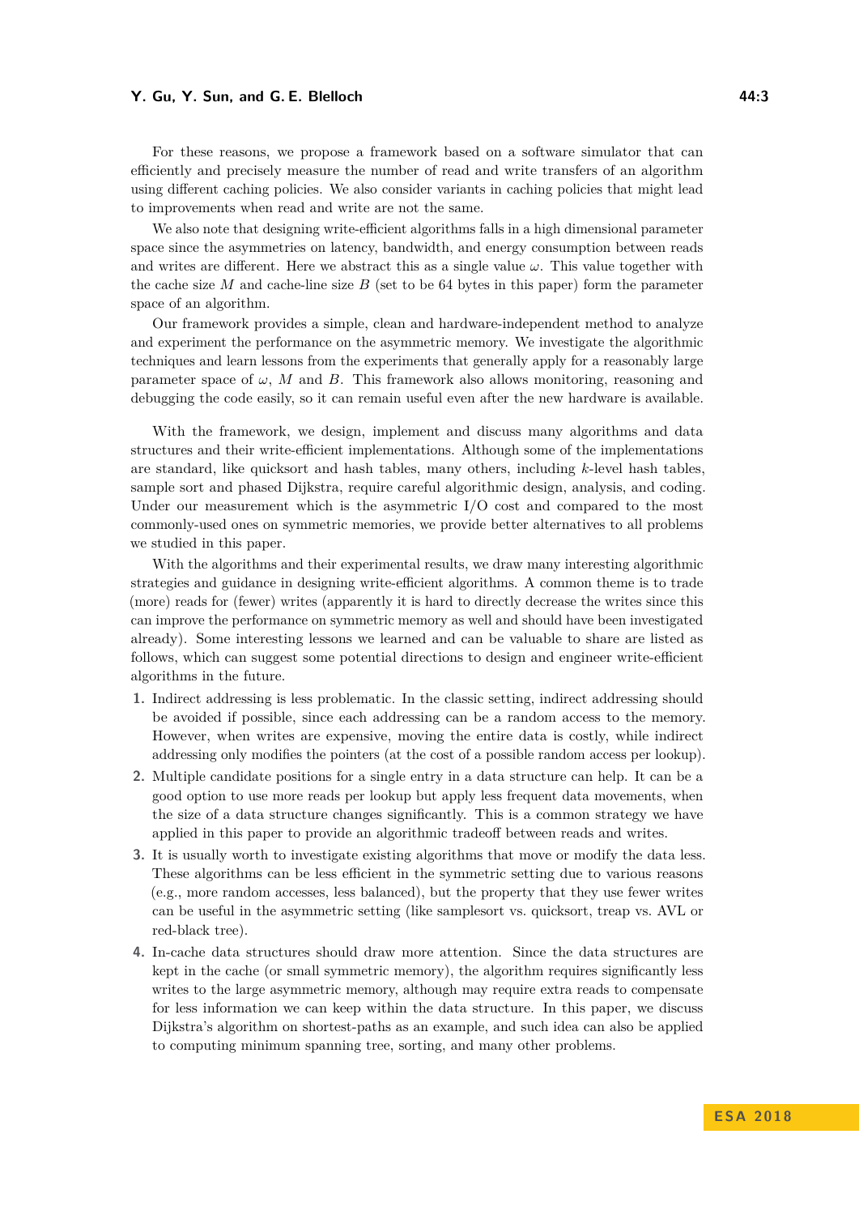For these reasons, we propose a framework based on a software simulator that can efficiently and precisely measure the number of read and write transfers of an algorithm using different caching policies. We also consider variants in caching policies that might lead to improvements when read and write are not the same.

We also note that designing write-efficient algorithms falls in a high dimensional parameter space since the asymmetries on latency, bandwidth, and energy consumption between reads and writes are different. Here we abstract this as a single value $\omega$. This value together with the cache size $M$ and cache-line size $B$ (set to be 64 bytes in this paper) form the parameter space of an algorithm.

Our framework provides a simple, clean and hardware-independent method to analyze and experiment the performance on the asymmetric memory. We investigate the algorithmic techniques and learn lessons from the experiments that generally apply for a reasonably large parameter space of $\omega$, $M$ and $B$. This framework also allows monitoring, reasoning and debugging the code easily, so it can remain useful even after the new hardware is available.

With the framework, we design, implement and discuss many algorithms and data structures and their write-efficient implementations. Although some of the implementations are standard, like quicksort and hash tables, many others, including $k$-level hash tables, sample sort and phased Dijkstra, require careful algorithmic design, analysis, and coding. Under our measurement which is the asymmetric I/O cost and compared to the most commonly-used ones on symmetric memories, we provide better alternatives to all problems we studied in this paper.

With the algorithms and their experimental results, we draw many interesting algorithmic strategies and guidance in designing write-efficient algorithms. A common theme is to trade (more) reads for (fewer) writes (apparently it is hard to directly decrease the writes since this can improve the performance on symmetric memory as well and should have been investigated already). Some interesting lessons we learned and can be valuable to share are listed as follows, which can suggest some potential directions to design and engineer write-efficient algorithms in the future.

1. Indirect addressing is less problematic. In the classic setting, indirect addressing should be avoided if possible, since each addressing can be a random access to the memory. However, when writes are expensive, moving the entire data is costly, while indirect addressing only modifies the pointers (at the cost of a possible random access per lookup).
2. Multiple candidate positions for a single entry in a data structure can help. It can be a good option to use more reads per lookup but apply less frequent data movements, when the size of a data structure changes significantly. This is a common strategy we have applied in this paper to provide an algorithmic tradeoff between reads and writes.
3. It is usually worth to investigate existing algorithms that move or modify the data less. These algorithms can be less efficient in the symmetric setting due to various reasons (e.g., more random accesses, less balanced), but the property that they use fewer writes can be useful in the asymmetric setting (like samplesort vs. quicksort, treap vs. AVL or red-black tree).
4. In-cache data structures should draw more attention. Since the data structures are kept in the cache (or small symmetric memory), the algorithm requires significantly less writes to the large asymmetric memory, although may require extra reads to compensate for less information we can keep within the data structure. In this paper, we discuss Dijkstra's algorithm on shortest-paths as an example, and such idea can also be applied to computing minimum spanning tree, sorting, and many other problems.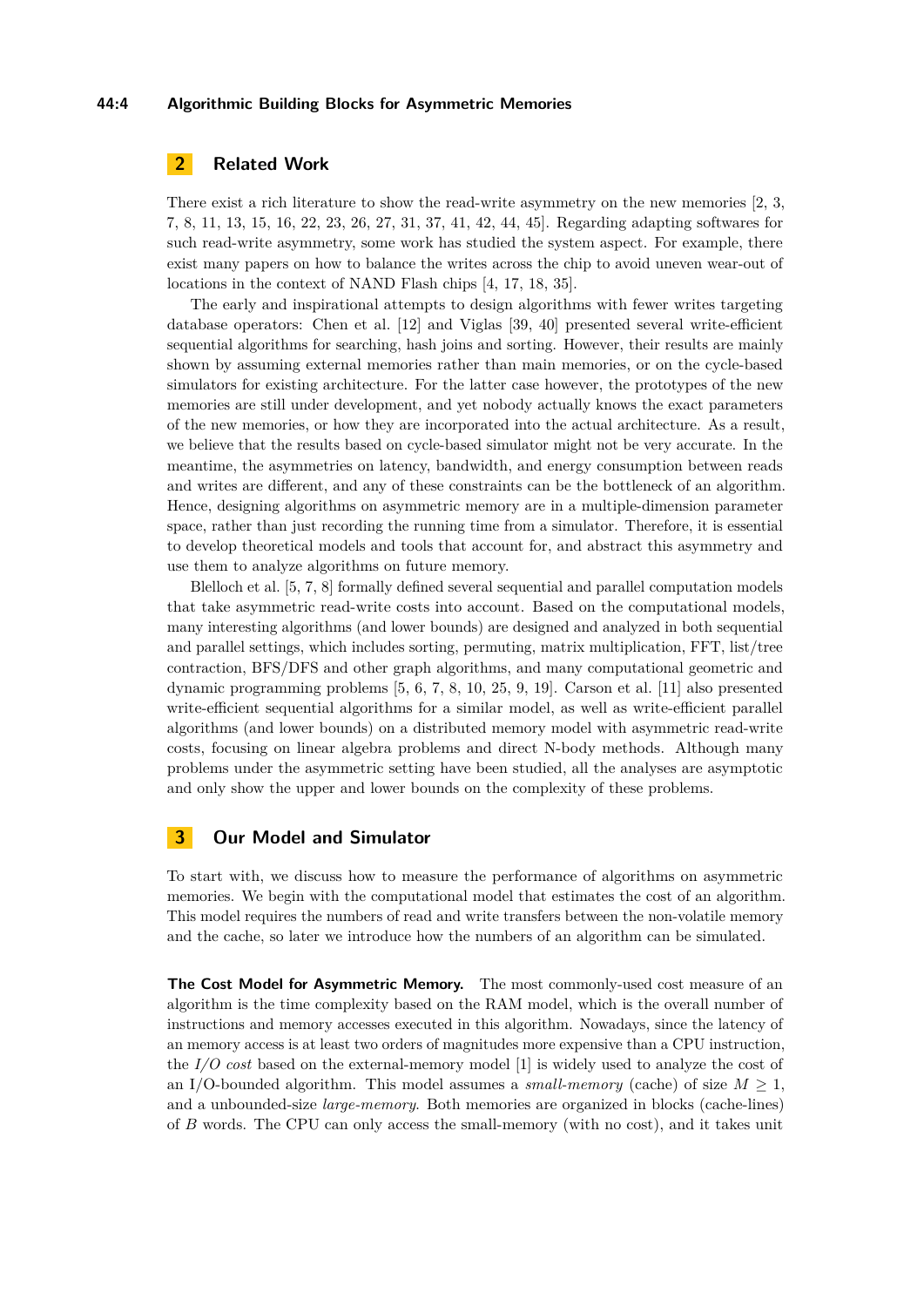## 2 Related Work

There exist a rich literature to show the read-write asymmetry on the new memories [2, 3, 7, 8, 11, 13, 15, 16, 22, 23, 26, 27, 31, 37, 41, 42, 44, 45]. Regarding adapting softwares for such read-write asymmetry, some work has studied the system aspect. For example, there exist many papers on how to balance the writes across the chip to avoid uneven wear-out of locations in the context of NAND Flash chips [4, 17, 18, 35].

The early and inspirational attempts to design algorithms with fewer writes targeting database operators: Chen et al. [12] and Viglas [39, 40] presented several write-efficient sequential algorithms for searching, hash joins and sorting. However, their results are mainly shown by assuming external memories rather than main memories, or on the cycle-based simulators for existing architecture. For the latter case however, the prototypes of the new memories are still under development, and yet nobody actually knows the exact parameters of the new memories, or how they are incorporated into the actual architecture. As a result, we believe that the results based on cycle-based simulator might not be very accurate. In the meantime, the asymmetries on latency, bandwidth, and energy consumption between reads and writes are different, and any of these constraints can be the bottleneck of an algorithm. Hence, designing algorithms on asymmetric memory are in a multiple-dimension parameter space, rather than just recording the running time from a simulator. Therefore, it is essential to develop theoretical models and tools that account for, and abstract this asymmetry and use them to analyze algorithms on future memory.

Blelloch et al. [5, 7, 8] formally defined several sequential and parallel computation models that take asymmetric read-write costs into account. Based on the computational models, many interesting algorithms (and lower bounds) are designed and analyzed in both sequential and parallel settings, which includes sorting, permuting, matrix multiplication, FFT, list/tree contraction, BFS/DFS and other graph algorithms, and many computational geometric and dynamic programming problems [5, 6, 7, 8, 10, 25, 9, 19]. Carson et al. [11] also presented write-efficient sequential algorithms for a similar model, as well as write-efficient parallel algorithms (and lower bounds) on a distributed memory model with asymmetric read-write costs, focusing on linear algebra problems and direct N-body methods. Although many problems under the asymmetric setting have been studied, all the analyses are asymptotic and only show the upper and lower bounds on the complexity of these problems.

## 3 Our Model and Simulator

To start with, we discuss how to measure the performance of algorithms on asymmetric memories. We begin with the computational model that estimates the cost of an algorithm. This model requires the numbers of read and write transfers between the non-volatile memory and the cache, so later we introduce how the numbers of an algorithm can be simulated.

**The Cost Model for Asymmetric Memory.** The most commonly-used cost measure of an algorithm is the time complexity based on the RAM model, which is the overall number of instructions and memory accesses executed in this algorithm. Nowadays, since the latency of an memory access is at least two orders of magnitudes more expensive than a CPU instruction, the *I/O cost* based on the external-memory model [1] is widely used to analyze the cost of an I/O-bounded algorithm. This model assumes a *small-memory* (cache) of size $M \geq 1$, and a unbounded-size *large-memory*. Both memories are organized in blocks (cache-lines) of $B$ words. The CPU can only access the small-memory (with no cost), and it takes unit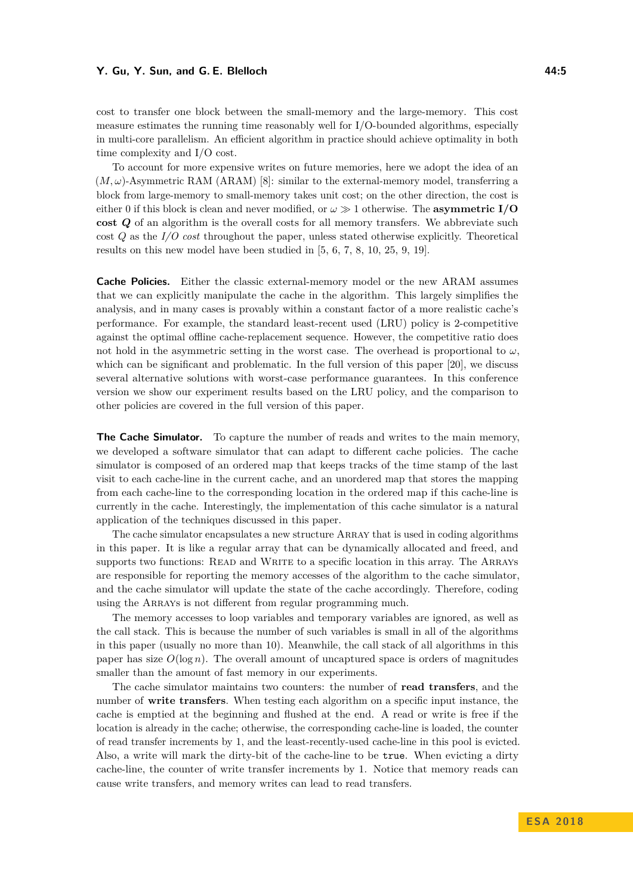cost to transfer one block between the small-memory and the large-memory. This cost measure estimates the running time reasonably well for I/O-bounded algorithms, especially in multi-core parallelism. An efficient algorithm in practice should achieve optimality in both time complexity and I/O cost.

To account for more expensive writes on future memories, here we adopt the idea of an $(M, \omega)$-Asymmetric RAM (ARAM) [8]: similar to the external-memory model, transferring a block from large-memory to small-memory takes unit cost; on the other direction, the cost is either 0 if this block is clean and never modified, or $\omega \gg 1$ otherwise. The **asymmetric I/O cost $Q$** of an algorithm is the overall costs for all memory transfers. We abbreviate such cost $Q$ as the *I/O cost* throughout the paper, unless stated otherwise explicitly. Theoretical results on this new model have been studied in [5, 6, 7, 8, 10, 25, 9, 19].

**Cache Policies.** Either the classic external-memory model or the new ARAM assumes that we can explicitly manipulate the cache in the algorithm. This largely simplifies the analysis, and in many cases is provably within a constant factor of a more realistic cache's performance. For example, the standard least-recent used (LRU) policy is 2-competitive against the optimal offline cache-replacement sequence. However, the competitive ratio does not hold in the asymmetric setting in the worst case. The overhead is proportional to $\omega$, which can be significant and problematic. In the full version of this paper [20], we discuss several alternative solutions with worst-case performance guarantees. In this conference version we show our experiment results based on the LRU policy, and the comparison to other policies are covered in the full version of this paper.

**The Cache Simulator.** To capture the number of reads and writes to the main memory, we developed a software simulator that can adapt to different cache policies. The cache simulator is composed of an ordered map that keeps tracks of the time stamp of the last visit to each cache-line in the current cache, and an unordered map that stores the mapping from each cache-line to the corresponding location in the ordered map if this cache-line is currently in the cache. Interestingly, the implementation of this cache simulator is a natural application of the techniques discussed in this paper.

The cache simulator encapsulates a new structure Array that is used in coding algorithms in this paper. It is like a regular array that can be dynamically allocated and freed, and supports two functions: Read and Write to a specific location in this array. The Arrays are responsible for reporting the memory accesses of the algorithm to the cache simulator, and the cache simulator will update the state of the cache accordingly. Therefore, coding using the Arrays is not different from regular programming much.

The memory accesses to loop variables and temporary variables are ignored, as well as the call stack. This is because the number of such variables is small in all of the algorithms in this paper (usually no more than 10). Meanwhile, the call stack of all algorithms in this paper has size $O(\log n)$. The overall amount of uncaptured space is orders of magnitudes smaller than the amount of fast memory in our experiments.

The cache simulator maintains two counters: the number of **read transfers**, and the number of **write transfers**. When testing each algorithm on a specific input instance, the cache is emptied at the beginning and flushed at the end. A read or write is free if the location is already in the cache; otherwise, the corresponding cache-line is loaded, the counter of read transfer increments by 1, and the least-recently-used cache-line in this pool is evicted. Also, a write will mark the dirty-bit of the cache-line to be `true`. When evicting a dirty cache-line, the counter of write transfer increments by 1. Notice that memory reads can cause write transfers, and memory writes can lead to read transfers.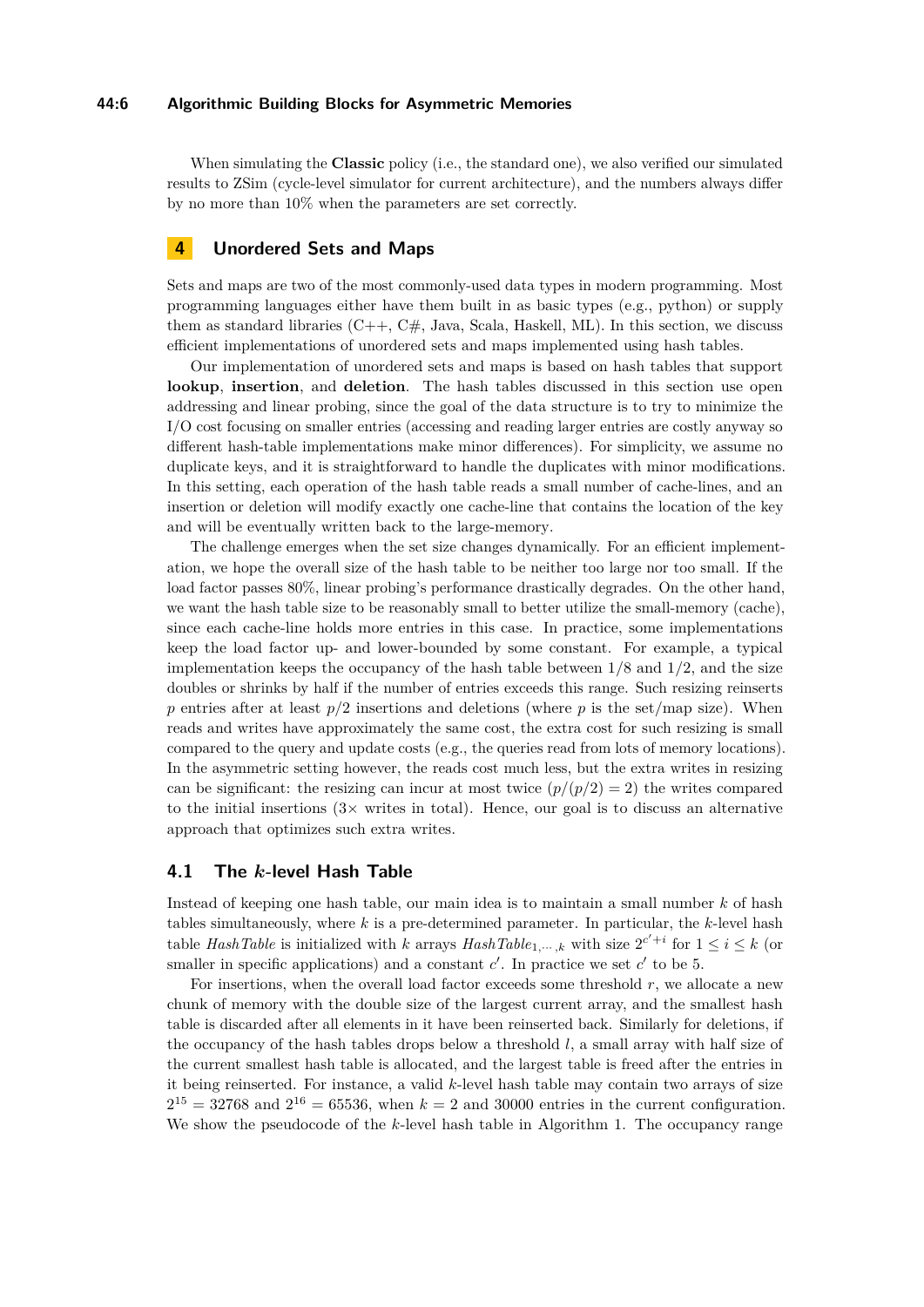When simulating the **Classic** policy (i.e., the standard one), we also verified our simulated results to ZSim (cycle-level simulator for current architecture), and the numbers always differ by no more than 10% when the parameters are set correctly.

## 4 Unordered Sets and Maps

Sets and maps are two of the most commonly-used data types in modern programming. Most programming languages either have them built in as basic types (e.g., python) or supply them as standard libraries (C++, C#, Java, Scala, Haskell, ML). In this section, we discuss efficient implementations of unordered sets and maps implemented using hash tables.

Our implementation of unordered sets and maps is based on hash tables that support **lookup**, **insertion**, and **deletion**. The hash tables discussed in this section use open addressing and linear probing, since the goal of the data structure is to try to minimize the I/O cost focusing on smaller entries (accessing and reading larger entries are costly anyway so different hash-table implementations make minor differences). For simplicity, we assume no duplicate keys, and it is straightforward to handle the duplicates with minor modifications. In this setting, each operation of the hash table reads a small number of cache-lines, and an insertion or deletion will modify exactly one cache-line that contains the location of the key and will be eventually written back to the large-memory.

The challenge emerges when the set size changes dynamically. For an efficient implementation, we hope the overall size of the hash table to be neither too large nor too small. If the load factor passes 80%, linear probing's performance drastically degrades. On the other hand, we want the hash table size to be reasonably small to better utilize the small-memory (cache), since each cache-line holds more entries in this case. In practice, some implementations keep the load factor up- and lower-bounded by some constant. For example, a typical implementation keeps the occupancy of the hash table between $1/8$ and $1/2$, and the size doubles or shrinks by half if the number of entries exceeds this range. Such resizing reinserts $p$ entries after at least $p/2$ insertions and deletions (where $p$ is the set/map size). When reads and writes have approximately the same cost, the extra cost for such resizing is small compared to the query and update costs (e.g., the queries read from lots of memory locations). In the asymmetric setting however, the reads cost much less, but the extra writes in resizing can be significant: the resizing can incur at most twice ($p/(p/2) = 2$) the writes compared to the initial insertions ($3\times$ writes in total). Hence, our goal is to discuss an alternative approach that optimizes such extra writes.

### 4.1 The $k$-level Hash Table

Instead of keeping one hash table, our main idea is to maintain a small number $k$ of hash tables simultaneously, where $k$ is a pre-determined parameter. In particular, the $k$-level hash table *HashTable* is initialized with $k$ arrays $\mathit{HashTable}_{1,\cdots,k}$ with size $2^{c'+i}$ for $1 \le i \le k$ (or smaller in specific applications) and a constant $c'$. In practice we set $c'$ to be 5.

For insertions, when the overall load factor exceeds some threshold $r$, we allocate a new chunk of memory with the double size of the largest current array, and the smallest hash table is discarded after all elements in it have been reinserted back. Similarly for deletions, if the occupancy of the hash tables drops below a threshold $l$, a small array with half size of the current smallest hash table is allocated, and the largest table is freed after the entries in it being reinserted. For instance, a valid $k$-level hash table may contain two arrays of size $2^{15} = 32768$ and $2^{16} = 65536$, when $k = 2$ and 30000 entries in the current configuration. We show the pseudocode of the $k$-level hash table in Algorithm 1. The occupancy range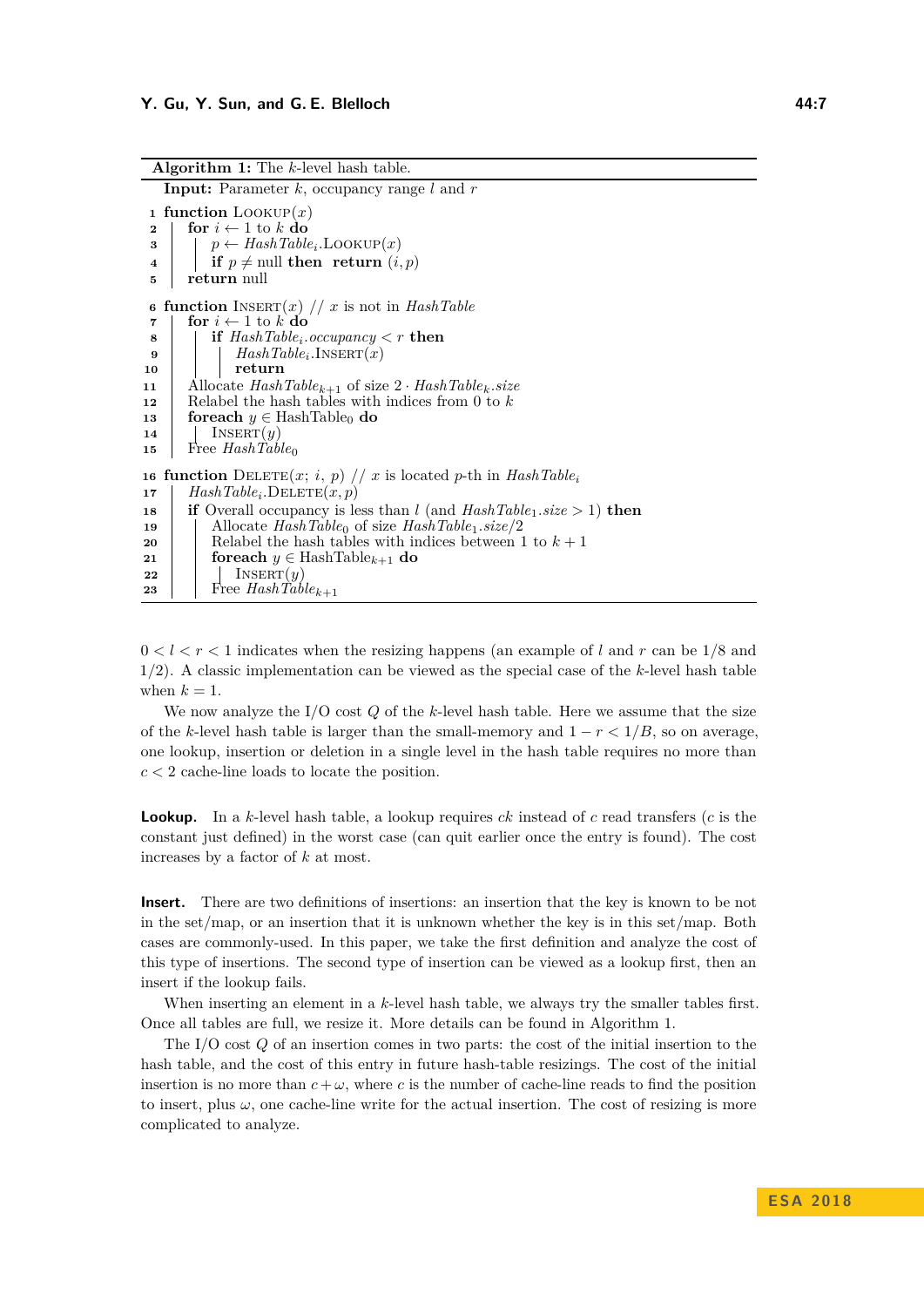**Algorithm 1:** The $k$-level hash table.

```
   Input: Parameter k, occupancy range l and r
 1 function LOOKUP(x)
 2   for i ← 1 to k do
 3     p ← HashTable_i.LOOKUP(x)
 4     if p ≠ null then return (i, p)
 5   return null
 6 function INSERT(x) // x is not in HashTable
 7   for i ← 1 to k do
 8     if HashTable_i.occupancy < r then
 9       HashTable_i.INSERT(x)
10       return
11   Allocate HashTable_{k+1} of size 2 · HashTable_k.size
12   Relabel the hash tables with indices from 0 to k
13   foreach y ∈ HashTable_0 do
14     INSERT(y)
15   Free HashTable_0
16 function DELETE(x; i, p) // x is located p-th in HashTable_i
17   HashTable_i.DELETE(x, p)
18   if Overall occupancy is less than l (and HashTable_1.size > 1) then
19     Allocate HashTable_0 of size HashTable_1.size/2
20     Relabel the hash tables with indices between 1 to k + 1
21     foreach y ∈ HashTable_{k+1} do
22       INSERT(y)
23     Free HashTable_{k+1}
```

$0 < l < r < 1$ indicates when the resizing happens (an example of $l$ and $r$ can be $1/8$ and $1/2$). A classic implementation can be viewed as the special case of the $k$-level hash table when $k = 1$.

We now analyze the I/O cost $Q$ of the $k$-level hash table. Here we assume that the size of the $k$-level hash table is larger than the small-memory and $1 - r < 1/B$, so on average, one lookup, insertion or deletion in a single level in the hash table requires no more than $c < 2$ cache-line loads to locate the position.

**Lookup.** In a $k$-level hash table, a lookup requires $ck$ instead of $c$ read transfers ($c$ is the constant just defined) in the worst case (can quit earlier once the entry is found). The cost increases by a factor of $k$ at most.

**Insert.** There are two definitions of insertions: an insertion that the key is known to be not in the set/map, or an insertion that it is unknown whether the key is in this set/map. Both cases are commonly-used. In this paper, we take the first definition and analyze the cost of this type of insertions. The second type of insertion can be viewed as a lookup first, then an insert if the lookup fails.

When inserting an element in a $k$-level hash table, we always try the smaller tables first. Once all tables are full, we resize it. More details can be found in Algorithm 1.

The I/O cost $Q$ of an insertion comes in two parts: the cost of the initial insertion to the hash table, and the cost of this entry in future hash-table resizings. The cost of the initial insertion is no more than $c + \omega$, where $c$ is the number of cache-line reads to find the position to insert, plus $\omega$, one cache-line write for the actual insertion. The cost of resizing is more complicated to analyze.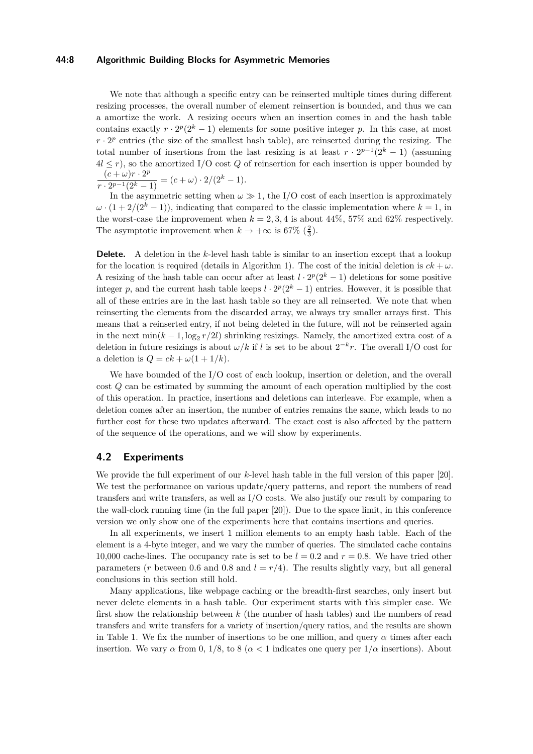We note that although a specific entry can be reinserted multiple times during different resizing processes, the overall number of element reinsertion is bounded, and thus we can a amortize the work. A resizing occurs when an insertion comes in and the hash table contains exactly $r \cdot 2^p(2^k - 1)$ elements for some positive integer $p$. In this case, at most $r \cdot 2^p$ entries (the size of the smallest hash table), are reinserted during the resizing. The total number of insertions from the last resizing is at least $r \cdot 2^{p-1}(2^k - 1)$ (assuming $4l \leq r$), so the amortized I/O cost $Q$ of reinsertion for each insertion is upper bounded by $\dfrac{(c+\omega)r \cdot 2^p}{r \cdot 2^{p-1}(2^k-1)} = (c+\omega) \cdot 2/(2^k - 1)$.

In the asymmetric setting when $\omega \gg 1$, the I/O cost of each insertion is approximately $\omega \cdot (1 + 2/(2^k - 1))$, indicating that compared to the classic implementation where $k = 1$, in the worst-case the improvement when $k = 2, 3, 4$ is about 44%, 57% and 62% respectively. The asymptotic improvement when $k \to +\infty$ is 67% ($\frac{2}{3}$).

**Delete.** A deletion in the $k$-level hash table is similar to an insertion except that a lookup for the location is required (details in Algorithm 1). The cost of the initial deletion is $ck + \omega$. A resizing of the hash table can occur after at least $l \cdot 2^p(2^k - 1)$ deletions for some positive integer $p$, and the current hash table keeps $l \cdot 2^p(2^k - 1)$ entries. However, it is possible that all of these entries are in the last hash table so they are all reinserted. We note that when reinserting the elements from the discarded array, we always try smaller arrays first. This means that a reinserted entry, if not being deleted in the future, will not be reinserted again in the next $\min(k - 1, \log_2 r/2l)$ shrinking resizings. Namely, the amortized extra cost of a deletion in future resizings is about $\omega/k$ if $l$ is set to be about $2^{-k}r$. The overall I/O cost for a deletion is $Q = ck + \omega(1 + 1/k)$.

We have bounded of the I/O cost of each lookup, insertion or deletion, and the overall cost $Q$ can be estimated by summing the amount of each operation multiplied by the cost of this operation. In practice, insertions and deletions can interleave. For example, when a deletion comes after an insertion, the number of entries remains the same, which leads to no further cost for these two updates afterward. The exact cost is also affected by the pattern of the sequence of the operations, and we will show by experiments.

## 4.2 Experiments

We provide the full experiment of our $k$-level hash table in the full version of this paper [20]. We test the performance on various update/query patterns, and report the numbers of read transfers and write transfers, as well as I/O costs. We also justify our result by comparing to the wall-clock running time (in the full paper [20]). Due to the space limit, in this conference version we only show one of the experiments here that contains insertions and queries.

In all experiments, we insert 1 million elements to an empty hash table. Each of the element is a 4-byte integer, and we vary the number of queries. The simulated cache contains 10,000 cache-lines. The occupancy rate is set to be $l = 0.2$ and $r = 0.8$. We have tried other parameters ($r$ between 0.6 and 0.8 and $l = r/4$). The results slightly vary, but all general conclusions in this section still hold.

Many applications, like webpage caching or the breadth-first searches, only insert but never delete elements in a hash table. Our experiment starts with this simpler case. We first show the relationship between $k$ (the number of hash tables) and the numbers of read transfers and write transfers for a variety of insertion/query ratios, and the results are shown in Table 1. We fix the number of insertions to be one million, and query $\alpha$ times after each insertion. We vary $\alpha$ from 0, 1/8, to 8 ($\alpha < 1$ indicates one query per $1/\alpha$ insertions). About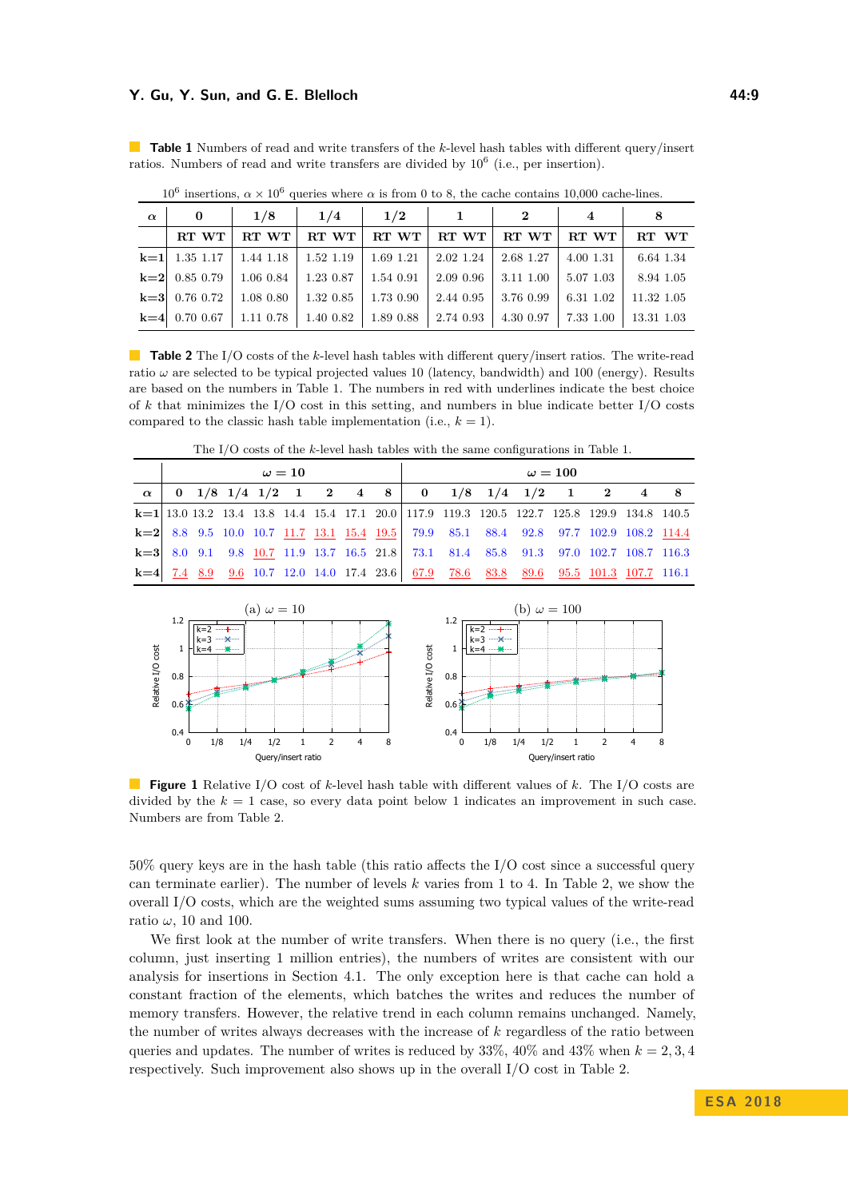**Table 1** Numbers of read and write transfers of the $k$-level hash tables with different query/insert ratios. Numbers of read and write transfers are divided by $10^6$ (i.e., per insertion).

$10^6$ insertions, $\alpha \times 10^6$ queries where $\alpha$ is from 0 to 8, the cache contains 10,000 cache-lines.

| $\alpha$ | 0 | | 1/8 | | 1/4 | | 1/2 | | 1 | | 2 | | 4 | | 8 | |
|---|---|---|---|---|---|---|---|---|---|---|---|---|---|---|---|---|
| | RT | WT | RT | WT | RT | WT | RT | WT | RT | WT | RT | WT | RT | WT | RT | WT |
| k=1 | 1.35 | 1.17 | 1.44 | 1.18 | 1.52 | 1.19 | 1.69 | 1.21 | 2.02 | 1.24 | 2.68 | 1.27 | 4.00 | 1.31 | 6.64 | 1.34 |
| k=2 | 0.85 | 0.79 | 1.06 | 0.84 | 1.23 | 0.87 | 1.54 | 0.91 | 2.09 | 0.96 | 3.11 | 1.00 | 5.07 | 1.03 | 8.94 | 1.05 |
| k=3 | 0.76 | 0.72 | 1.08 | 0.80 | 1.32 | 0.85 | 1.73 | 0.90 | 2.44 | 0.95 | 3.76 | 0.99 | 6.31 | 1.02 | 11.32 | 1.05 |
| k=4 | 0.70 | 0.67 | 1.11 | 0.78 | 1.40 | 0.82 | 1.89 | 0.88 | 2.74 | 0.93 | 4.30 | 0.97 | 7.33 | 1.00 | 13.31 | 1.03 |

**Table 2** The I/O costs of the $k$-level hash tables with different query/insert ratios. The write-read ratio $\omega$ are selected to be typical projected values 10 (latency, bandwidth) and 100 (energy). Results are based on the numbers in Table 1. The numbers in red with underlines indicate the best choice of $k$ that minimizes the I/O cost in this setting, and numbers in blue indicate better I/O costs compared to the classic hash table implementation (i.e., $k = 1$).

The I/O costs of the $k$-level hash tables with the same configurations in Table 1.

| | $\omega = 10$ | | | | | | | | $\omega = 100$ | | | | | | | |
|---|---|---|---|---|---|---|---|---|---|---|---|---|---|---|---|---|
| $\alpha$ | 0 | 1/8 | 1/4 | 1/2 | 1 | 2 | 4 | 8 | 0 | 1/8 | 1/4 | 1/2 | 1 | 2 | 4 | 8 |
| k=1 | 13.0 | 13.2 | 13.4 | 13.8 | 14.4 | 15.4 | 17.1 | 20.0 | 117.9 | 119.3 | 120.5 | 122.7 | 125.8 | 129.9 | 134.8 | 140.5 |
| k=2 | 8.8 | 9.5 | 10.0 | 10.7 | 11.7 | 13.1 | 15.4 | 19.5 | 79.9 | 85.1 | 88.4 | 92.8 | 97.7 | 102.9 | 108.2 | 114.4 |
| k=3 | 8.0 | 9.1 | 9.8 | 10.7 | 11.9 | 13.7 | 16.5 | 21.8 | 73.1 | 81.4 | 85.8 | 91.3 | 97.0 | 102.7 | 108.7 | 116.3 |
| k=4 | 7.4 | 8.9 | 9.6 | 10.7 | 12.0 | 14.0 | 17.4 | 23.6 | 67.9 | 78.6 | 83.8 | 89.6 | 95.5 | 101.3 | 107.7 | 116.1 |

**Figure 1** Relative I/O cost of $k$-level hash table with different values of $k$. The I/O costs are divided by the $k = 1$ case, so every data point below 1 indicates an improvement in such case. Numbers are from Table 2.

50% query keys are in the hash table (this ratio affects the I/O cost since a successful query can terminate earlier). The number of levels $k$ varies from 1 to 4. In Table 2, we show the overall I/O costs, which are the weighted sums assuming two typical values of the write-read ratio $\omega$, 10 and 100.

We first look at the number of write transfers. When there is no query (i.e., the first column, just inserting 1 million entries), the numbers of writes are consistent with our analysis for insertions in Section 4.1. The only exception here is that cache can hold a constant fraction of the elements, which batches the writes and reduces the number of memory transfers. However, the relative trend in each column remains unchanged. Namely, the number of writes always decreases with the increase of $k$ regardless of the ratio between queries and updates. The number of writes is reduced by 33%, 40% and 43% when $k = 2, 3, 4$ respectively. Such improvement also shows up in the overall I/O cost in Table 2.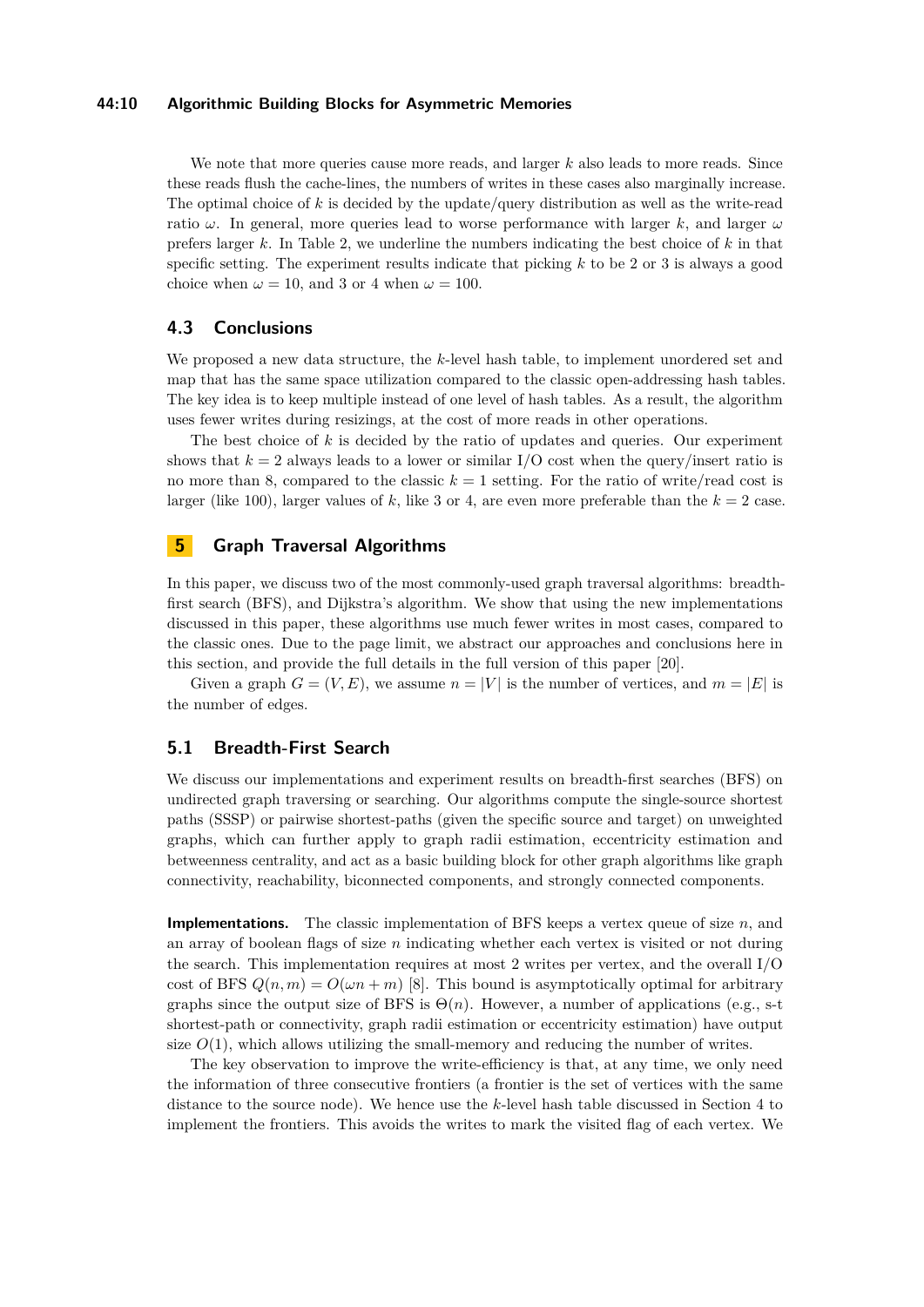We note that more queries cause more reads, and larger $k$ also leads to more reads. Since these reads flush the cache-lines, the numbers of writes in these cases also marginally increase. The optimal choice of $k$ is decided by the update/query distribution as well as the write-read ratio $\omega$. In general, more queries lead to worse performance with larger $k$, and larger $\omega$ prefers larger $k$. In Table 2, we underline the numbers indicating the best choice of $k$ in that specific setting. The experiment results indicate that picking $k$ to be 2 or 3 is always a good choice when $\omega = 10$, and 3 or 4 when $\omega = 100$.

### 4.3 Conclusions

We proposed a new data structure, the $k$-level hash table, to implement unordered set and map that has the same space utilization compared to the classic open-addressing hash tables. The key idea is to keep multiple instead of one level of hash tables. As a result, the algorithm uses fewer writes during resizings, at the cost of more reads in other operations.

The best choice of $k$ is decided by the ratio of updates and queries. Our experiment shows that $k = 2$ always leads to a lower or similar I/O cost when the query/insert ratio is no more than 8, compared to the classic $k = 1$ setting. For the ratio of write/read cost is larger (like 100), larger values of $k$, like 3 or 4, are even more preferable than the $k = 2$ case.

## 5 Graph Traversal Algorithms

In this paper, we discuss two of the most commonly-used graph traversal algorithms: breadth-first search (BFS), and Dijkstra's algorithm. We show that using the new implementations discussed in this paper, these algorithms use much fewer writes in most cases, compared to the classic ones. Due to the page limit, we abstract our approaches and conclusions here in this section, and provide the full details in the full version of this paper [20].

Given a graph $G = (V, E)$, we assume $n = |V|$ is the number of vertices, and $m = |E|$ is the number of edges.

### 5.1 Breadth-First Search

We discuss our implementations and experiment results on breadth-first searches (BFS) on undirected graph traversing or searching. Our algorithms compute the single-source shortest paths (SSSP) or pairwise shortest-paths (given the specific source and target) on unweighted graphs, which can further apply to graph radii estimation, eccentricity estimation and betweenness centrality, and act as a basic building block for other graph algorithms like graph connectivity, reachability, biconnected components, and strongly connected components.

**Implementations.** The classic implementation of BFS keeps a vertex queue of size $n$, and an array of boolean flags of size $n$ indicating whether each vertex is visited or not during the search. This implementation requires at most 2 writes per vertex, and the overall I/O cost of BFS $Q(n, m) = O(\omega n + m)$ [8]. This bound is asymptotically optimal for arbitrary graphs since the output size of BFS is $\Theta(n)$. However, a number of applications (e.g., s-t shortest-path or connectivity, graph radii estimation or eccentricity estimation) have output size $O(1)$, which allows utilizing the small-memory and reducing the number of writes.

The key observation to improve the write-efficiency is that, at any time, we only need the information of three consecutive frontiers (a frontier is the set of vertices with the same distance to the source node). We hence use the $k$-level hash table discussed in Section 4 to implement the frontiers. This avoids the writes to mark the visited flag of each vertex. We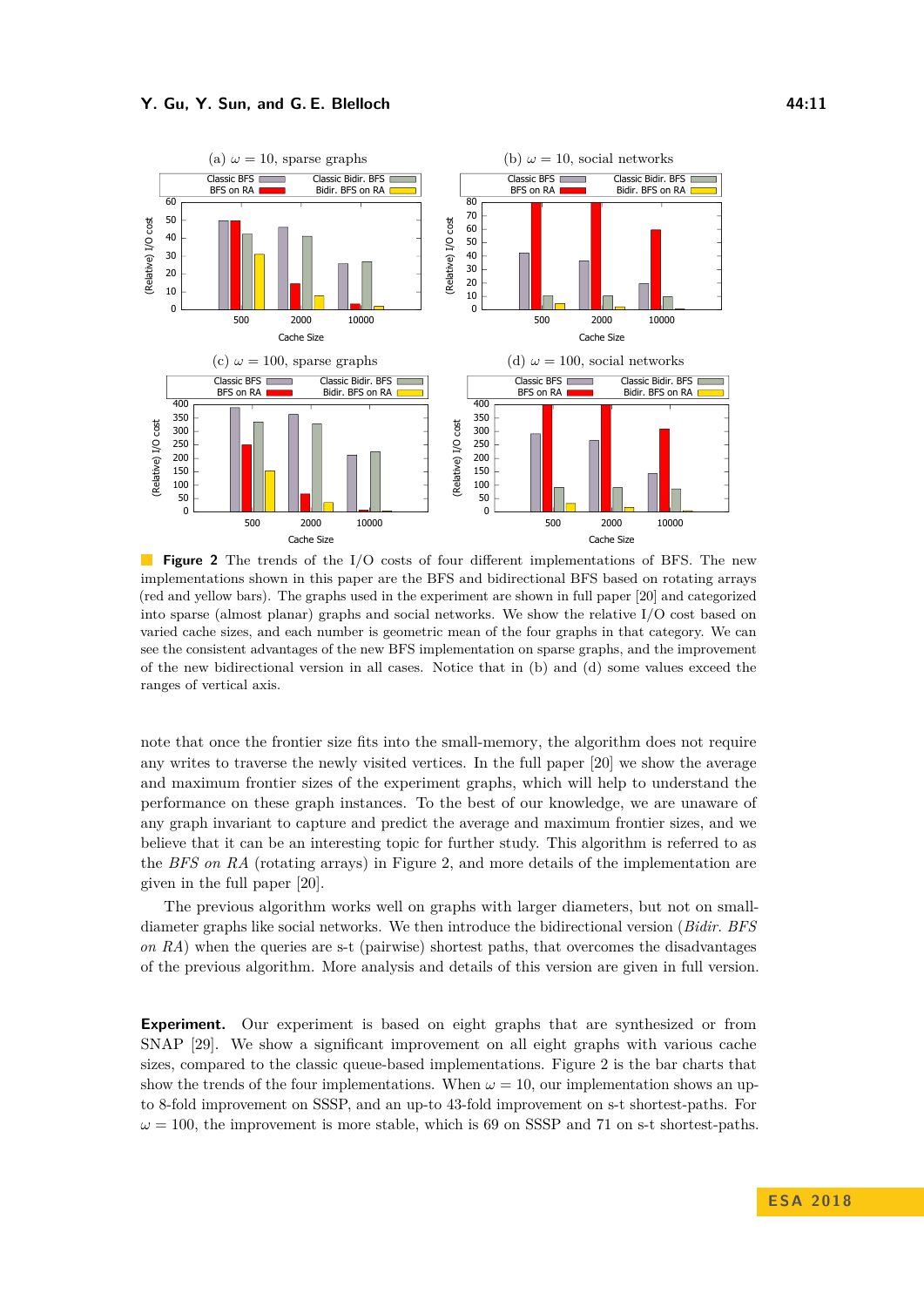**Figure 2** The trends of the I/O costs of four different implementations of BFS. The new implementations shown in this paper are the BFS and bidirectional BFS based on rotating arrays (red and yellow bars). The graphs used in the experiment are shown in full paper [20] and categorized into sparse (almost planar) graphs and social networks. We show the relative I/O cost based on varied cache sizes, and each number is geometric mean of the four graphs in that category. We can see the consistent advantages of the new BFS implementation on sparse graphs, and the improvement of the new bidirectional version in all cases. Notice that in (b) and (d) some values exceed the ranges of vertical axis.

note that once the frontier size fits into the small-memory, the algorithm does not require any writes to traverse the newly visited vertices. In the full paper [20] we show the average and maximum frontier sizes of the experiment graphs, which will help to understand the performance on these graph instances. To the best of our knowledge, we are unaware of any graph invariant to capture and predict the average and maximum frontier sizes, and we believe that it can be an interesting topic for further study. This algorithm is referred to as the *BFS on RA* (rotating arrays) in Figure 2, and more details of the implementation are given in the full paper [20].

The previous algorithm works well on graphs with larger diameters, but not on small-diameter graphs like social networks. We then introduce the bidirectional version (*Bidir. BFS on RA*) when the queries are s-t (pairwise) shortest paths, that overcomes the disadvantages of the previous algorithm. More analysis and details of this version are given in full version.

**Experiment.** Our experiment is based on eight graphs that are synthesized or from SNAP [29]. We show a significant improvement on all eight graphs with various cache sizes, compared to the classic queue-based implementations. Figure 2 is the bar charts that show the trends of the four implementations. When $\omega = 10$, our implementation shows an up-to 8-fold improvement on SSSP, and an up-to 43-fold improvement on s-t shortest-paths. For $\omega = 100$, the improvement is more stable, which is 69 on SSSP and 71 on s-t shortest-paths.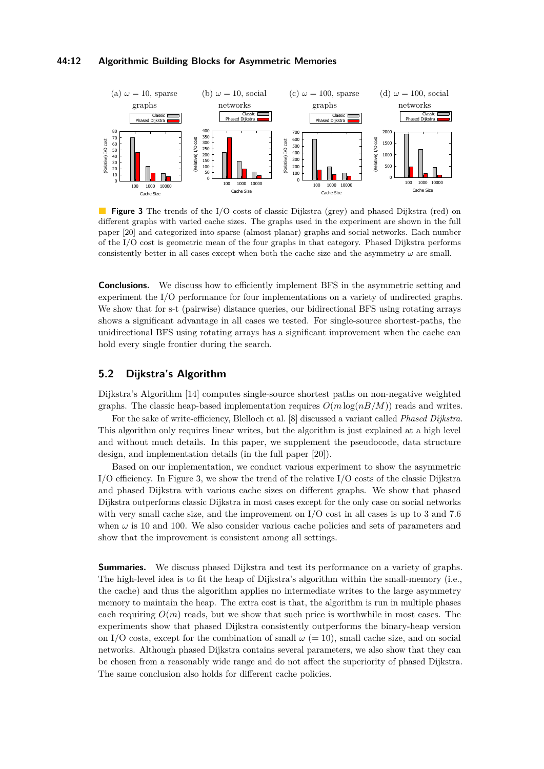**Figure 3** The trends of the I/O costs of classic Dijkstra (grey) and phased Dijkstra (red) on different graphs with varied cache sizes. The graphs used in the experiment are shown in the full paper [20] and categorized into sparse (almost planar) graphs and social networks. Each number of the I/O cost is geometric mean of the four graphs in that category. Phased Dijkstra performs consistently better in all cases except when both the cache size and the asymmetry $\omega$ are small.

**Conclusions.** We discuss how to efficiently implement BFS in the asymmetric setting and experiment the I/O performance for four implementations on a variety of undirected graphs. We show that for s-t (pairwise) distance queries, our bidirectional BFS using rotating arrays shows a significant advantage in all cases we tested. For single-source shortest-paths, the unidirectional BFS using rotating arrays has a significant improvement when the cache can hold every single frontier during the search.

## 5.2 Dijkstra's Algorithm

Dijkstra's Algorithm [14] computes single-source shortest paths on non-negative weighted graphs. The classic heap-based implementation requires $O(m \log(nB/M))$ reads and writes.

For the sake of write-efficiency, Blelloch et al. [8] discussed a variant called *Phased Dijkstra*. This algorithm only requires linear writes, but the algorithm is just explained at a high level and without much details. In this paper, we supplement the pseudocode, data structure design, and implementation details (in the full paper [20]).

Based on our implementation, we conduct various experiment to show the asymmetric I/O efficiency. In Figure 3, we show the trend of the relative I/O costs of the classic Dijkstra and phased Dijkstra with various cache sizes on different graphs. We show that phased Dijkstra outperforms classic Dijkstra in most cases except for the only case on social networks with very small cache size, and the improvement on I/O cost in all cases is up to 3 and 7.6 when $\omega$ is 10 and 100. We also consider various cache policies and sets of parameters and show that the improvement is consistent among all settings.

**Summaries.** We discuss phased Dijkstra and test its performance on a variety of graphs. The high-level idea is to fit the heap of Dijkstra's algorithm within the small-memory (i.e., the cache) and thus the algorithm applies no intermediate writes to the large asymmetry memory to maintain the heap. The extra cost is that, the algorithm is run in multiple phases each requiring $O(m)$ reads, but we show that such price is worthwhile in most cases. The experiments show that phased Dijkstra consistently outperforms the binary-heap version on I/O costs, except for the combination of small $\omega$ ($= 10$), small cache size, and on social networks. Although phased Dijkstra contains several parameters, we also show that they can be chosen from a reasonably wide range and do not affect the superiority of phased Dijkstra. The same conclusion also holds for different cache policies.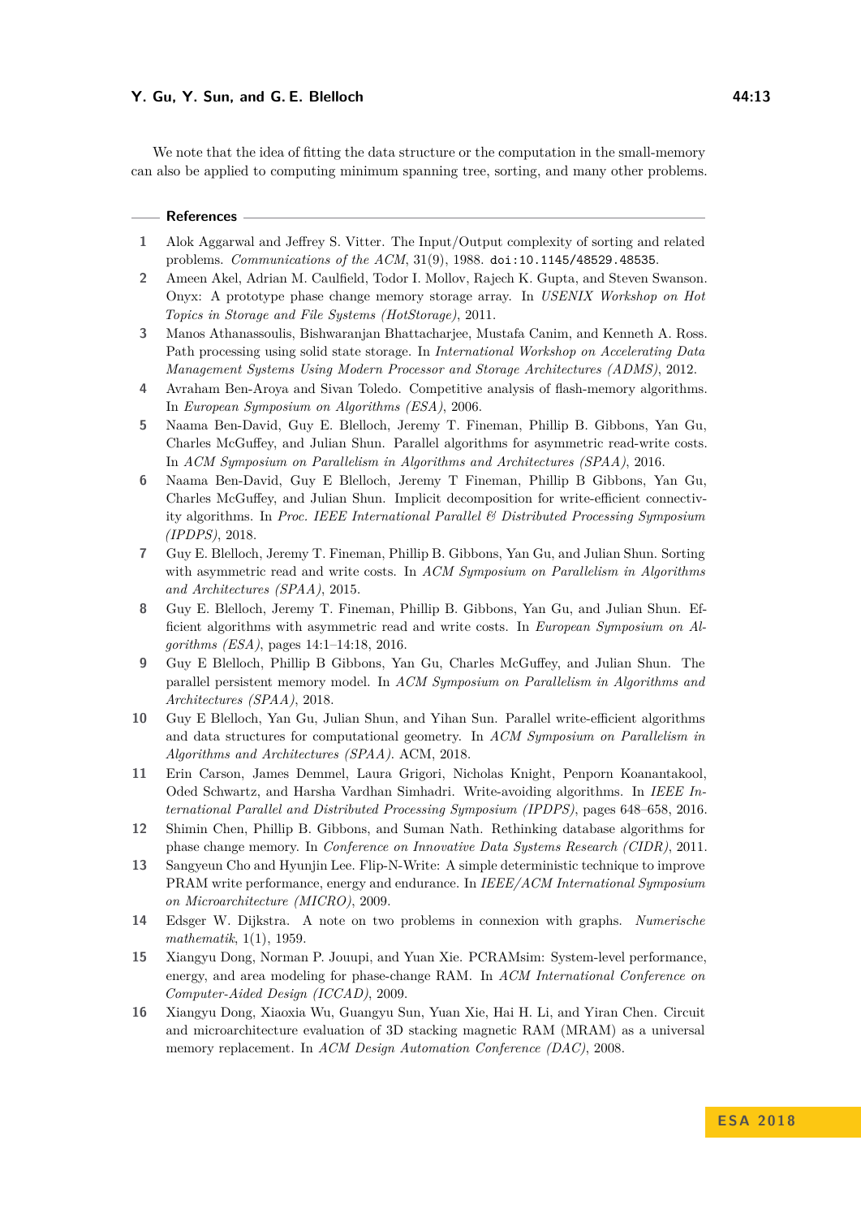We note that the idea of fitting the data structure or the computation in the small-memory can also be applied to computing minimum spanning tree, sorting, and many other problems.

## References

1. Alok Aggarwal and Jeffrey S. Vitter. The Input/Output complexity of sorting and related problems. *Communications of the ACM*, 31(9), 1988. doi:10.1145/48529.48535.
2. Ameen Akel, Adrian M. Caulfield, Todor I. Mollov, Rajech K. Gupta, and Steven Swanson. Onyx: A prototype phase change memory storage array. In *USENIX Workshop on Hot Topics in Storage and File Systems (HotStorage)*, 2011.
3. Manos Athanassoulis, Bishwaranjan Bhattacharjee, Mustafa Canim, and Kenneth A. Ross. Path processing using solid state storage. In *International Workshop on Accelerating Data Management Systems Using Modern Processor and Storage Architectures (ADMS)*, 2012.
4. Avraham Ben-Aroya and Sivan Toledo. Competitive analysis of flash-memory algorithms. In *European Symposium on Algorithms (ESA)*, 2006.
5. Naama Ben-David, Guy E. Blelloch, Jeremy T. Fineman, Phillip B. Gibbons, Yan Gu, Charles McGuffey, and Julian Shun. Parallel algorithms for asymmetric read-write costs. In *ACM Symposium on Parallelism in Algorithms and Architectures (SPAA)*, 2016.
6. Naama Ben-David, Guy E Blelloch, Jeremy T Fineman, Phillip B Gibbons, Yan Gu, Charles McGuffey, and Julian Shun. Implicit decomposition for write-efficient connectivity algorithms. In *Proc. IEEE International Parallel & Distributed Processing Symposium (IPDPS)*, 2018.
7. Guy E. Blelloch, Jeremy T. Fineman, Phillip B. Gibbons, Yan Gu, and Julian Shun. Sorting with asymmetric read and write costs. In *ACM Symposium on Parallelism in Algorithms and Architectures (SPAA)*, 2015.
8. Guy E. Blelloch, Jeremy T. Fineman, Phillip B. Gibbons, Yan Gu, and Julian Shun. Efficient algorithms with asymmetric read and write costs. In *European Symposium on Algorithms (ESA)*, pages 14:1–14:18, 2016.
9. Guy E Blelloch, Phillip B Gibbons, Yan Gu, Charles McGuffey, and Julian Shun. The parallel persistent memory model. In *ACM Symposium on Parallelism in Algorithms and Architectures (SPAA)*, 2018.
10. Guy E Blelloch, Yan Gu, Julian Shun, and Yihan Sun. Parallel write-efficient algorithms and data structures for computational geometry. In *ACM Symposium on Parallelism in Algorithms and Architectures (SPAA)*. ACM, 2018.
11. Erin Carson, James Demmel, Laura Grigori, Nicholas Knight, Penporn Koanantakool, Oded Schwartz, and Harsha Vardhan Simhadri. Write-avoiding algorithms. In *IEEE International Parallel and Distributed Processing Symposium (IPDPS)*, pages 648–658, 2016.
12. Shimin Chen, Phillip B. Gibbons, and Suman Nath. Rethinking database algorithms for phase change memory. In *Conference on Innovative Data Systems Research (CIDR)*, 2011.
13. Sangyeun Cho and Hyunjin Lee. Flip-N-Write: A simple deterministic technique to improve PRAM write performance, energy and endurance. In *IEEE/ACM International Symposium on Microarchitecture (MICRO)*, 2009.
14. Edsger W. Dijkstra. A note on two problems in connexion with graphs. *Numerische mathematik*, 1(1), 1959.
15. Xiangyu Dong, Norman P. Jouupi, and Yuan Xie. PCRAMsim: System-level performance, energy, and area modeling for phase-change RAM. In *ACM International Conference on Computer-Aided Design (ICCAD)*, 2009.
16. Xiangyu Dong, Xiaoxia Wu, Guangyu Sun, Yuan Xie, Hai H. Li, and Yiran Chen. Circuit and microarchitecture evaluation of 3D stacking magnetic RAM (MRAM) as a universal memory replacement. In *ACM Design Automation Conference (DAC)*, 2008.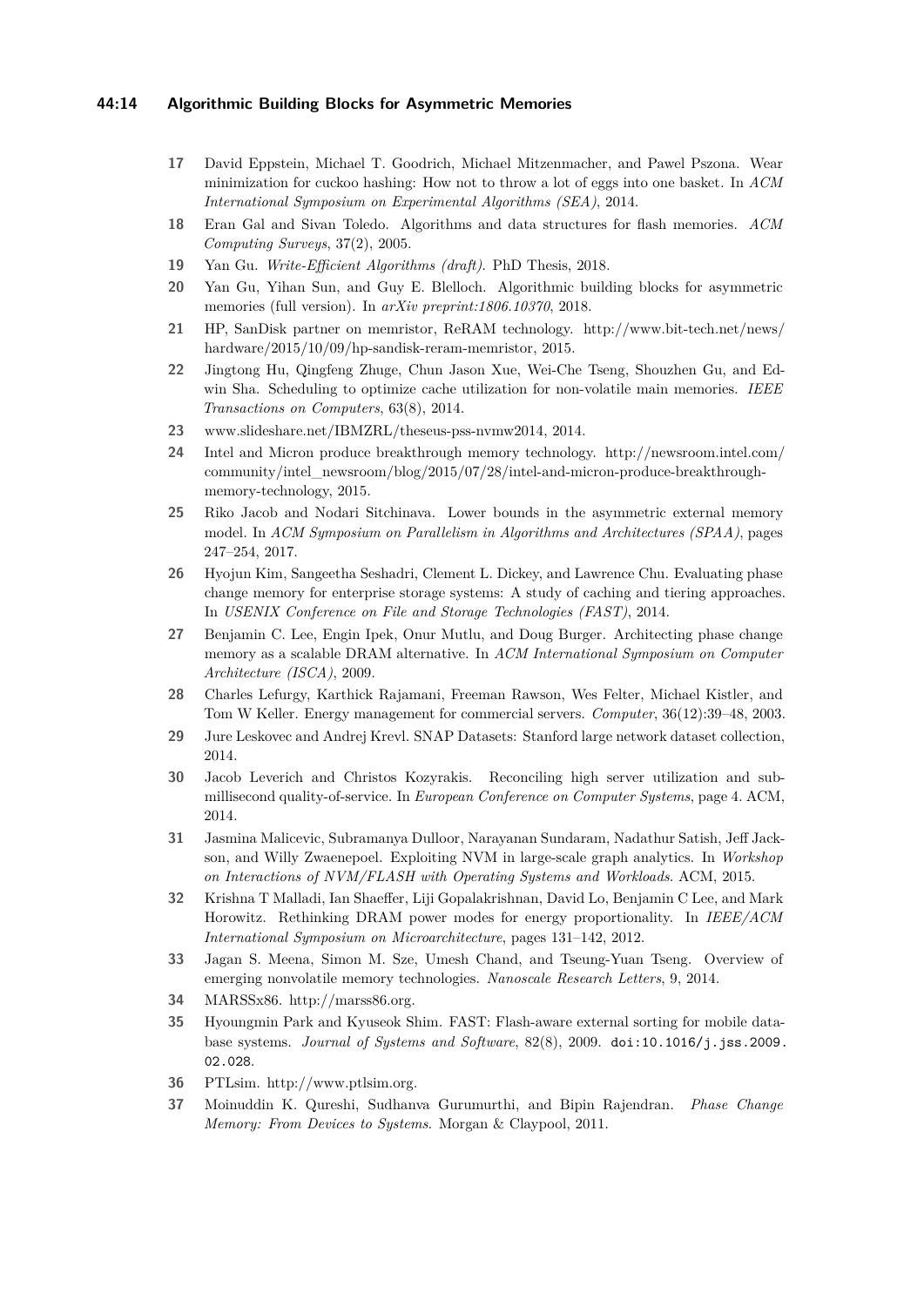17 David Eppstein, Michael T. Goodrich, Michael Mitzenmacher, and Pawel Pszona. Wear minimization for cuckoo hashing: How not to throw a lot of eggs into one basket. In *ACM International Symposium on Experimental Algorithms (SEA)*, 2014.

18 Eran Gal and Sivan Toledo. Algorithms and data structures for flash memories. *ACM Computing Surveys*, 37(2), 2005.

19 Yan Gu. *Write-Efficient Algorithms (draft)*. PhD Thesis, 2018.

20 Yan Gu, Yihan Sun, and Guy E. Blelloch. Algorithmic building blocks for asymmetric memories (full version). In *arXiv preprint:1806.10370*, 2018.

21 HP, SanDisk partner on memristor, ReRAM technology. http://www.bit-tech.net/news/hardware/2015/10/09/hp-sandisk-reram-memristor, 2015.

22 Jingtong Hu, Qingfeng Zhuge, Chun Jason Xue, Wei-Che Tseng, Shouzhen Gu, and Edwin Sha. Scheduling to optimize cache utilization for non-volatile main memories. *IEEE Transactions on Computers*, 63(8), 2014.

23 www.slideshare.net/IBMZRL/theseus-pss-nvmw2014, 2014.

24 Intel and Micron produce breakthrough memory technology. http://newsroom.intel.com/community/intel_newsroom/blog/2015/07/28/intel-and-micron-produce-breakthrough-memory-technology, 2015.

25 Riko Jacob and Nodari Sitchinava. Lower bounds in the asymmetric external memory model. In *ACM Symposium on Parallelism in Algorithms and Architectures (SPAA)*, pages 247–254, 2017.

26 Hyojun Kim, Sangeetha Seshadri, Clement L. Dickey, and Lawrence Chu. Evaluating phase change memory for enterprise storage systems: A study of caching and tiering approaches. In *USENIX Conference on File and Storage Technologies (FAST)*, 2014.

27 Benjamin C. Lee, Engin Ipek, Onur Mutlu, and Doug Burger. Architecting phase change memory as a scalable DRAM alternative. In *ACM International Symposium on Computer Architecture (ISCA)*, 2009.

28 Charles Lefurgy, Karthick Rajamani, Freeman Rawson, Wes Felter, Michael Kistler, and Tom W Keller. Energy management for commercial servers. *Computer*, 36(12):39–48, 2003.

29 Jure Leskovec and Andrej Krevl. SNAP Datasets: Stanford large network dataset collection, 2014.

30 Jacob Leverich and Christos Kozyrakis. Reconciling high server utilization and sub-millisecond quality-of-service. In *European Conference on Computer Systems*, page 4. ACM, 2014.

31 Jasmina Malicevic, Subramanya Dulloor, Narayanan Sundaram, Nadathur Satish, Jeff Jackson, and Willy Zwaenepoel. Exploiting NVM in large-scale graph analytics. In *Workshop on Interactions of NVM/FLASH with Operating Systems and Workloads*. ACM, 2015.

32 Krishna T Malladi, Ian Shaeffer, Liji Gopalakrishnan, David Lo, Benjamin C Lee, and Mark Horowitz. Rethinking DRAM power modes for energy proportionality. In *IEEE/ACM International Symposium on Microarchitecture*, pages 131–142, 2012.

33 Jagan S. Meena, Simon M. Sze, Umesh Chand, and Tseung-Yuan Tseng. Overview of emerging nonvolatile memory technologies. *Nanoscale Research Letters*, 9, 2014.

34 MARSSx86. http://marss86.org.

35 Hyoungmin Park and Kyuseok Shim. FAST: Flash-aware external sorting for mobile database systems. *Journal of Systems and Software*, 82(8), 2009. doi:10.1016/j.jss.2009.02.028.

36 PTLsim. http://www.ptlsim.org.

37 Moinuddin K. Qureshi, Sudhanva Gurumurthi, and Bipin Rajendran. *Phase Change Memory: From Devices to Systems*. Morgan & Claypool, 2011.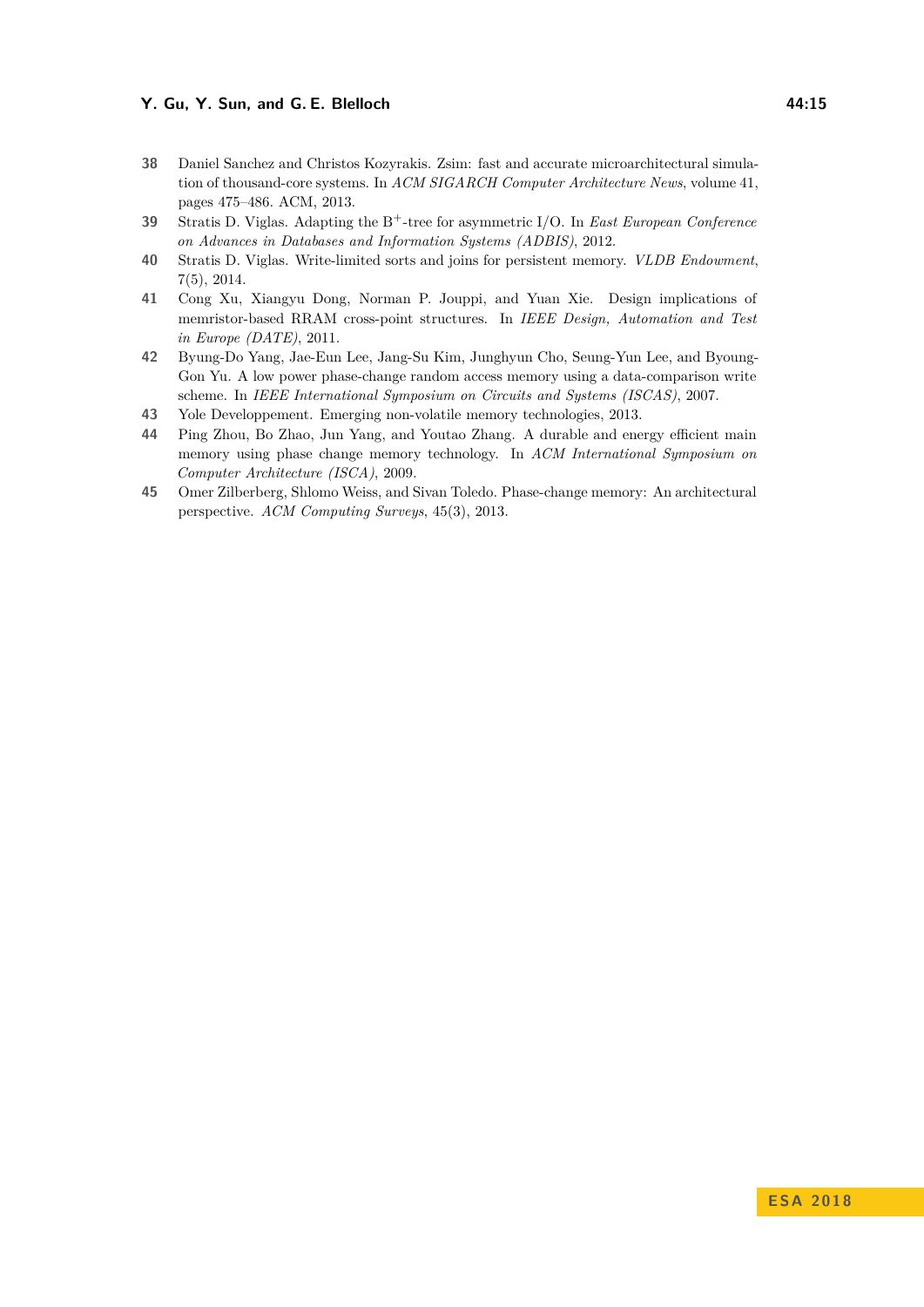38 Daniel Sanchez and Christos Kozyrakis. Zsim: fast and accurate microarchitectural simulation of thousand-core systems. In *ACM SIGARCH Computer Architecture News*, volume 41, pages 475–486. ACM, 2013.

39 Stratis D. Viglas. Adapting the $B^+$-tree for asymmetric I/O. In *East European Conference on Advances in Databases and Information Systems (ADBIS)*, 2012.

40 Stratis D. Viglas. Write-limited sorts and joins for persistent memory. *VLDB Endowment*, 7(5), 2014.

41 Cong Xu, Xiangyu Dong, Norman P. Jouppi, and Yuan Xie. Design implications of memristor-based RRAM cross-point structures. In *IEEE Design, Automation and Test in Europe (DATE)*, 2011.

42 Byung-Do Yang, Jae-Eun Lee, Jang-Su Kim, Junghyun Cho, Seung-Yun Lee, and Byoung-Gon Yu. A low power phase-change random access memory using a data-comparison write scheme. In *IEEE International Symposium on Circuits and Systems (ISCAS)*, 2007.

43 Yole Developpement. Emerging non-volatile memory technologies, 2013.

44 Ping Zhou, Bo Zhao, Jun Yang, and Youtao Zhang. A durable and energy efficient main memory using phase change memory technology. In *ACM International Symposium on Computer Architecture (ISCA)*, 2009.

45 Omer Zilberberg, Shlomo Weiss, and Sivan Toledo. Phase-change memory: An architectural perspective. *ACM Computing Surveys*, 45(3), 2013.